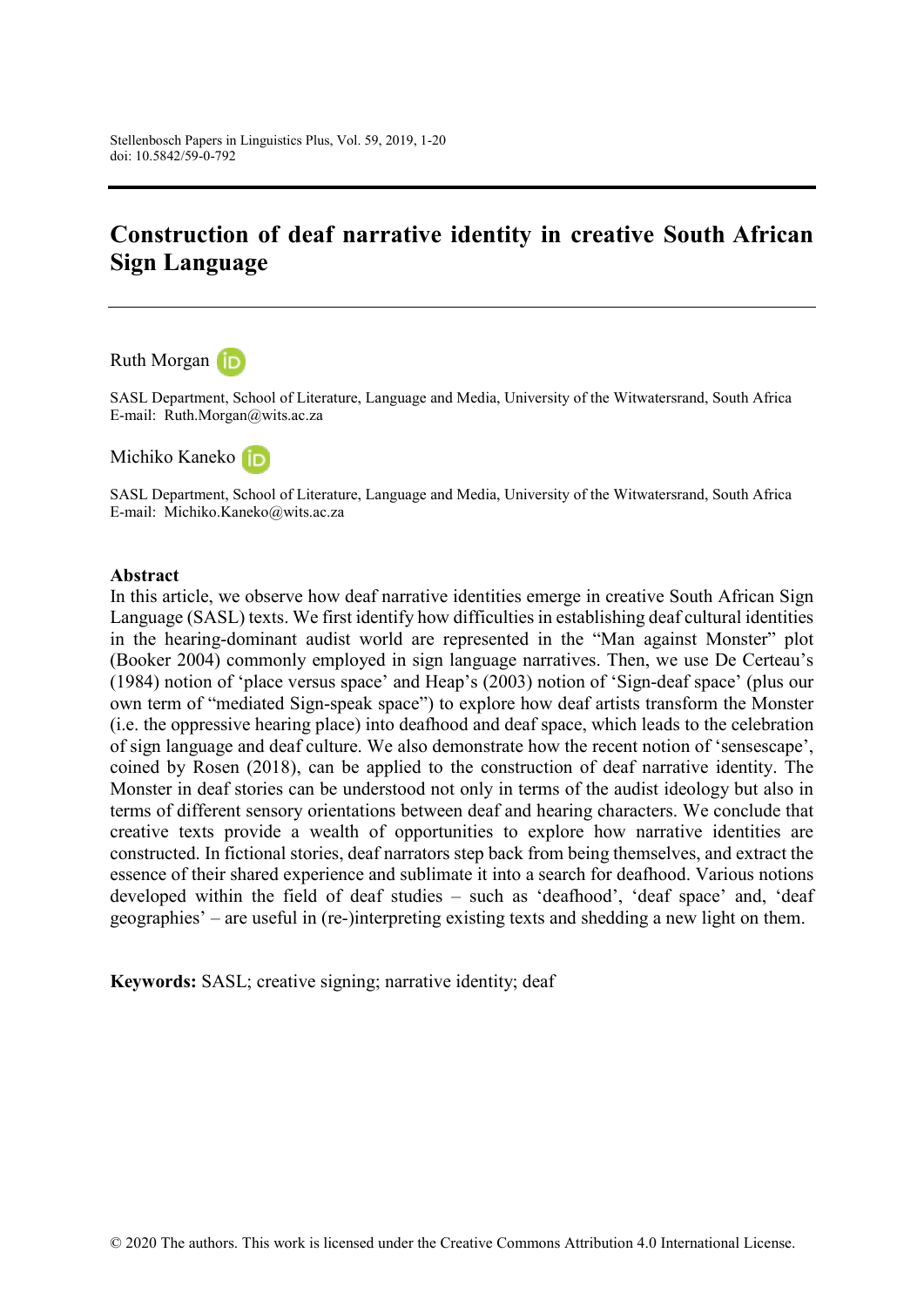# Construction of deaf narrative identity in creative South African Sign Language

Ruth Morgan

SASL Department, School of Literature, Language and Media, University of the Witwatersrand, South Africa
E-mail: Ruth.Morgan@wits.ac.za

Michiko Kaneko

SASL Department, School of Literature, Language and Media, University of the Witwatersrand, South Africa
E-mail: Michiko.Kaneko@wits.ac.za

## Abstract

In this article, we observe how deaf narrative identities emerge in creative South African Sign Language (SASL) texts. We first identify how difficulties in establishing deaf cultural identities in the hearing-dominant audist world are represented in the "Man against Monster" plot (Booker 2004) commonly employed in sign language narratives. Then, we use De Certeau's (1984) notion of 'place versus space' and Heap's (2003) notion of 'Sign-deaf space' (plus our own term of "mediated Sign-speak space") to explore how deaf artists transform the Monster (i.e. the oppressive hearing place) into deafhood and deaf space, which leads to the celebration of sign language and deaf culture. We also demonstrate how the recent notion of 'sensescape', coined by Rosen (2018), can be applied to the construction of deaf narrative identity. The Monster in deaf stories can be understood not only in terms of the audist ideology but also in terms of different sensory orientations between deaf and hearing characters. We conclude that creative texts provide a wealth of opportunities to explore how narrative identities are constructed. In fictional stories, deaf narrators step back from being themselves, and extract the essence of their shared experience and sublimate it into a search for deafhood. Various notions developed within the field of deaf studies – such as 'deafhood', 'deaf space' and, 'deaf geographies' – are useful in (re-)interpreting existing texts and shedding a new light on them.

**Keywords:** SASL; creative signing; narrative identity; deaf

© 2020 The authors. This work is licensed under the Creative Commons Attribution 4.0 International License.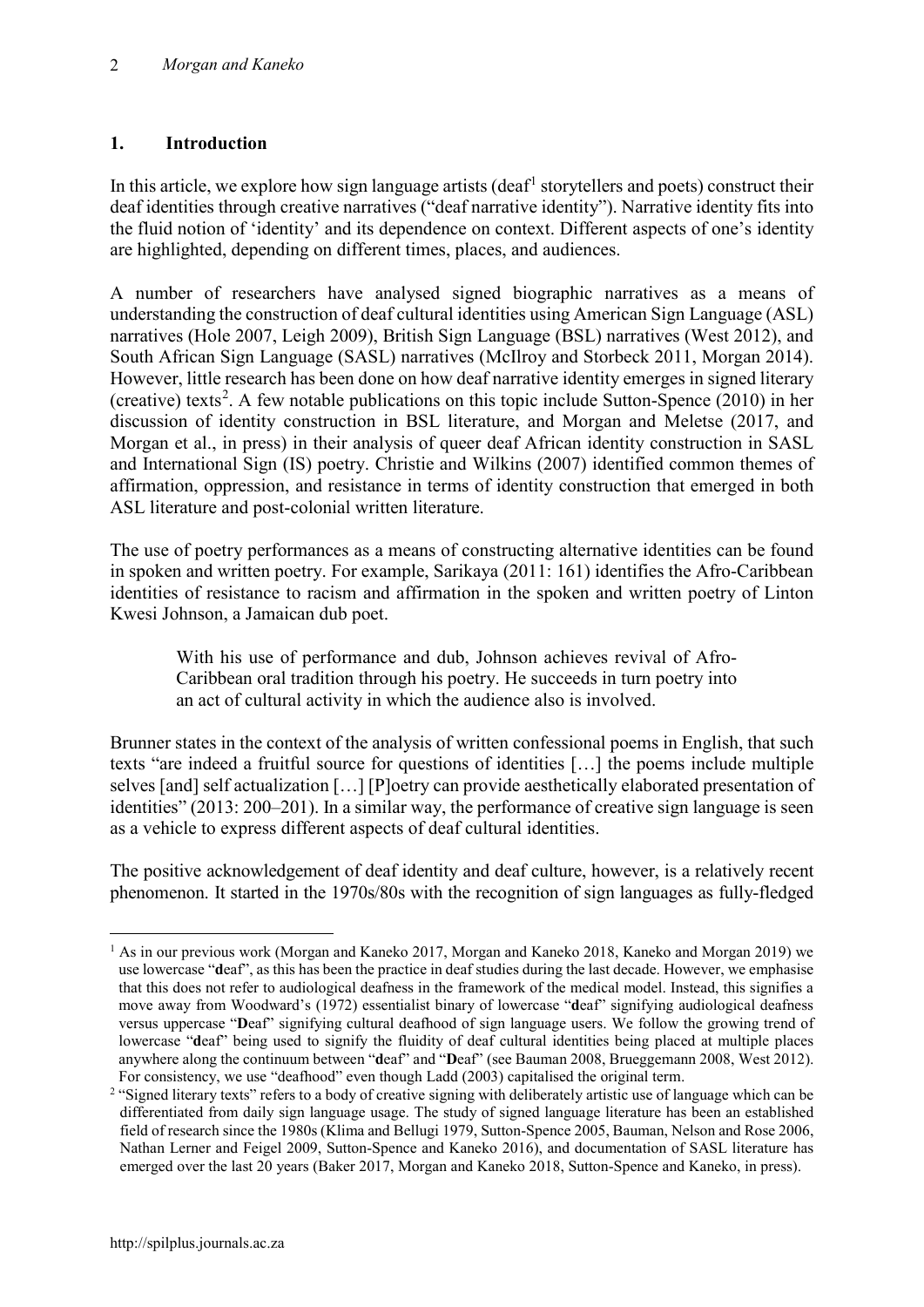## 1. Introduction

In this article, we explore how sign language artists (deaf[1] storytellers and poets) construct their deaf identities through creative narratives ("deaf narrative identity"). Narrative identity fits into the fluid notion of 'identity' and its dependence on context. Different aspects of one's identity are highlighted, depending on different times, places, and audiences.

A number of researchers have analysed signed biographic narratives as a means of understanding the construction of deaf cultural identities using American Sign Language (ASL) narratives (Hole 2007, Leigh 2009), British Sign Language (BSL) narratives (West 2012), and South African Sign Language (SASL) narratives (McIlroy and Storbeck 2011, Morgan 2014). However, little research has been done on how deaf narrative identity emerges in signed literary (creative) texts[2]. A few notable publications on this topic include Sutton-Spence (2010) in her discussion of identity construction in BSL literature, and Morgan and Meletse (2017, and Morgan et al., in press) in their analysis of queer deaf African identity construction in SASL and International Sign (IS) poetry. Christie and Wilkins (2007) identified common themes of affirmation, oppression, and resistance in terms of identity construction that emerged in both ASL literature and post-colonial written literature.

The use of poetry performances as a means of constructing alternative identities can be found in spoken and written poetry. For example, Sarikaya (2011: 161) identifies the Afro-Caribbean identities of resistance to racism and affirmation in the spoken and written poetry of Linton Kwesi Johnson, a Jamaican dub poet.

> With his use of performance and dub, Johnson achieves revival of Afro-Caribbean oral tradition through his poetry. He succeeds in turn poetry into an act of cultural activity in which the audience also is involved.

Brunner states in the context of the analysis of written confessional poems in English, that such texts "are indeed a fruitful source for questions of identities […] the poems include multiple selves [and] self actualization […] [P]oetry can provide aesthetically elaborated presentation of identities" (2013: 200–201). In a similar way, the performance of creative sign language is seen as a vehicle to express different aspects of deaf cultural identities.

The positive acknowledgement of deaf identity and deaf culture, however, is a relatively recent phenomenon. It started in the 1970s/80s with the recognition of sign languages as fully-fledged

---

[1] As in our previous work (Morgan and Kaneko 2017, Morgan and Kaneko 2018, Kaneko and Morgan 2019) we use lowercase "**d**eaf", as this has been the practice in deaf studies during the last decade. However, we emphasise that this does not refer to audiological deafness in the framework of the medical model. Instead, this signifies a move away from Woodward's (1972) essentialist binary of lowercase "**d**eaf" signifying audiological deafness versus uppercase "**D**eaf" signifying cultural deafhood of sign language users. We follow the growing trend of lowercase "**d**eaf" being used to signify the fluidity of deaf cultural identities being placed at multiple places anywhere along the continuum between "**d**eaf" and "**D**eaf" (see Bauman 2008, Brueggemann 2008, West 2012). For consistency, we use "deafhood" even though Ladd (2003) capitalised the original term.

[2] "Signed literary texts" refers to a body of creative signing with deliberately artistic use of language which can be differentiated from daily sign language usage. The study of signed language literature has been an established field of research since the 1980s (Klima and Bellugi 1979, Sutton-Spence 2005, Bauman, Nelson and Rose 2006, Nathan Lerner and Feigel 2009, Sutton-Spence and Kaneko 2016), and documentation of SASL literature has emerged over the last 20 years (Baker 2017, Morgan and Kaneko 2018, Sutton-Spence and Kaneko, in press).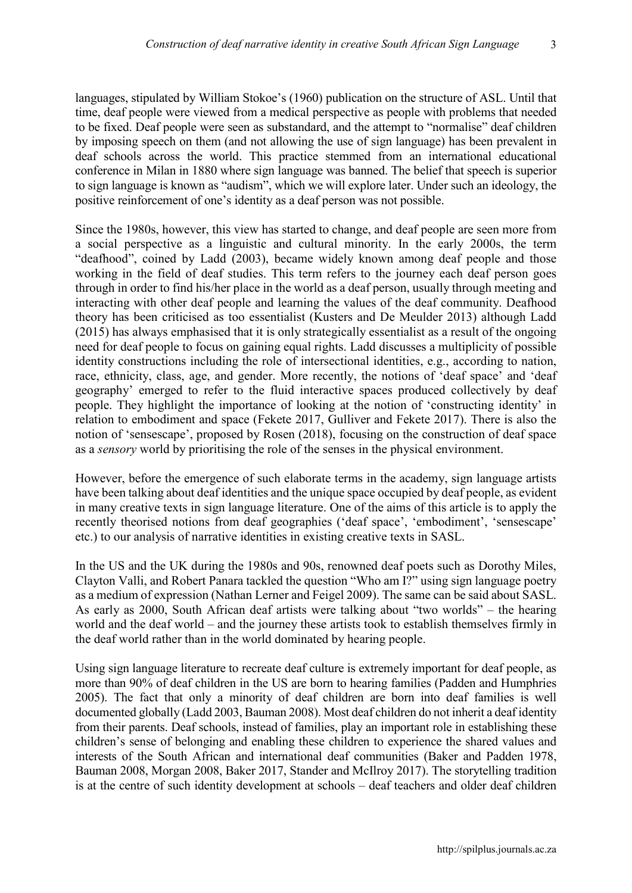languages, stipulated by William Stokoe's (1960) publication on the structure of ASL. Until that time, deaf people were viewed from a medical perspective as people with problems that needed to be fixed. Deaf people were seen as substandard, and the attempt to "normalise" deaf children by imposing speech on them (and not allowing the use of sign language) has been prevalent in deaf schools across the world. This practice stemmed from an international educational conference in Milan in 1880 where sign language was banned. The belief that speech is superior to sign language is known as "audism", which we will explore later. Under such an ideology, the positive reinforcement of one's identity as a deaf person was not possible.

Since the 1980s, however, this view has started to change, and deaf people are seen more from a social perspective as a linguistic and cultural minority. In the early 2000s, the term "deafhood", coined by Ladd (2003), became widely known among deaf people and those working in the field of deaf studies. This term refers to the journey each deaf person goes through in order to find his/her place in the world as a deaf person, usually through meeting and interacting with other deaf people and learning the values of the deaf community. Deafhood theory has been criticised as too essentialist (Kusters and De Meulder 2013) although Ladd (2015) has always emphasised that it is only strategically essentialist as a result of the ongoing need for deaf people to focus on gaining equal rights. Ladd discusses a multiplicity of possible identity constructions including the role of intersectional identities, e.g., according to nation, race, ethnicity, class, age, and gender. More recently, the notions of 'deaf space' and 'deaf geography' emerged to refer to the fluid interactive spaces produced collectively by deaf people. They highlight the importance of looking at the notion of 'constructing identity' in relation to embodiment and space (Fekete 2017, Gulliver and Fekete 2017). There is also the notion of 'sensescape', proposed by Rosen (2018), focusing on the construction of deaf space as a *sensory* world by prioritising the role of the senses in the physical environment.

However, before the emergence of such elaborate terms in the academy, sign language artists have been talking about deaf identities and the unique space occupied by deaf people, as evident in many creative texts in sign language literature. One of the aims of this article is to apply the recently theorised notions from deaf geographies ('deaf space', 'embodiment', 'sensescape' etc.) to our analysis of narrative identities in existing creative texts in SASL.

In the US and the UK during the 1980s and 90s, renowned deaf poets such as Dorothy Miles, Clayton Valli, and Robert Panara tackled the question "Who am I?" using sign language poetry as a medium of expression (Nathan Lerner and Feigel 2009). The same can be said about SASL. As early as 2000, South African deaf artists were talking about "two worlds" – the hearing world and the deaf world – and the journey these artists took to establish themselves firmly in the deaf world rather than in the world dominated by hearing people.

Using sign language literature to recreate deaf culture is extremely important for deaf people, as more than 90% of deaf children in the US are born to hearing families (Padden and Humphries 2005). The fact that only a minority of deaf children are born into deaf families is well documented globally (Ladd 2003, Bauman 2008). Most deaf children do not inherit a deaf identity from their parents. Deaf schools, instead of families, play an important role in establishing these children's sense of belonging and enabling these children to experience the shared values and interests of the South African and international deaf communities (Baker and Padden 1978, Bauman 2008, Morgan 2008, Baker 2017, Stander and McIlroy 2017). The storytelling tradition is at the centre of such identity development at schools – deaf teachers and older deaf children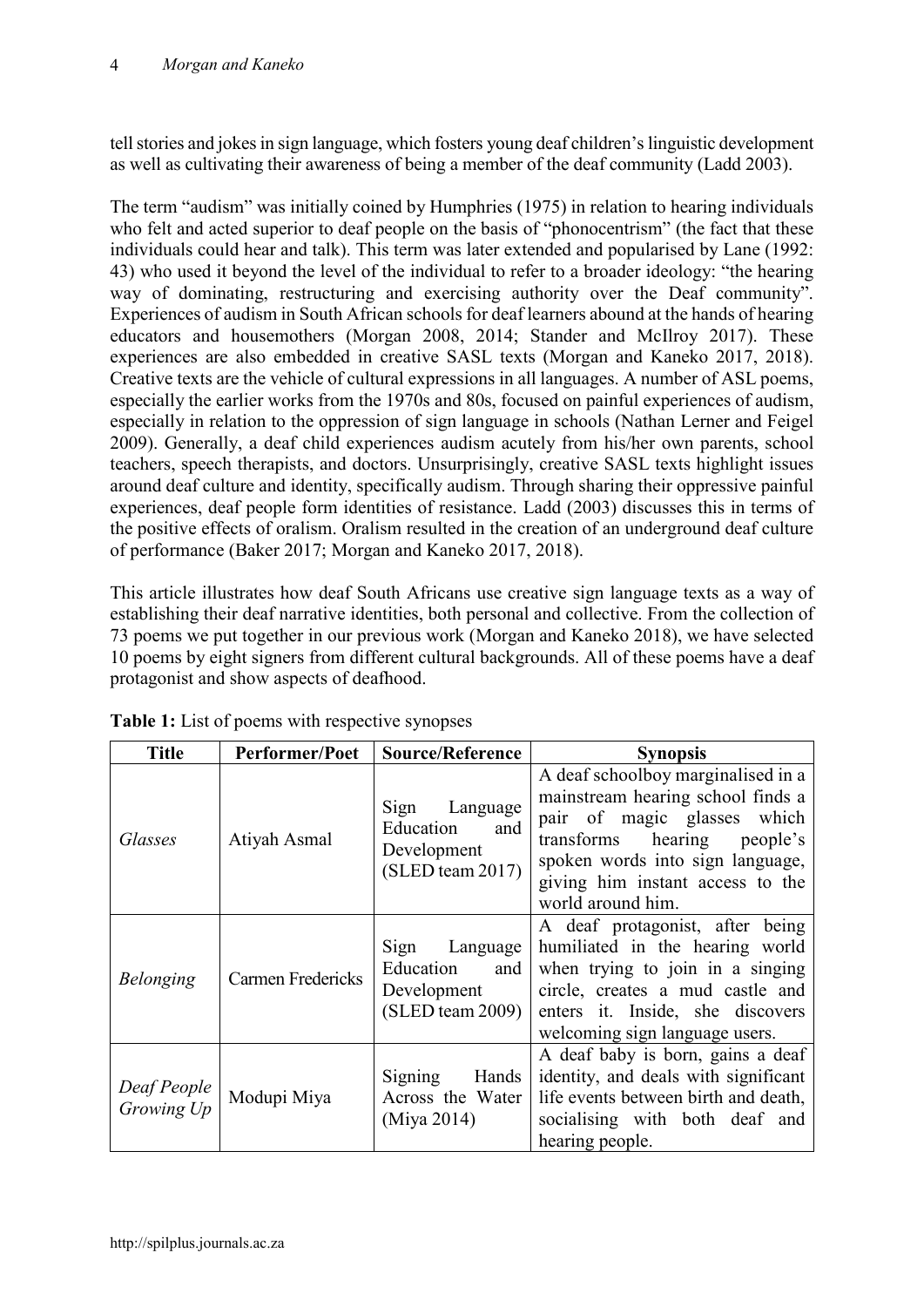tell stories and jokes in sign language, which fosters young deaf children's linguistic development as well as cultivating their awareness of being a member of the deaf community (Ladd 2003).

The term "audism" was initially coined by Humphries (1975) in relation to hearing individuals who felt and acted superior to deaf people on the basis of "phonocentrism" (the fact that these individuals could hear and talk). This term was later extended and popularised by Lane (1992: 43) who used it beyond the level of the individual to refer to a broader ideology: "the hearing way of dominating, restructuring and exercising authority over the Deaf community". Experiences of audism in South African schools for deaf learners abound at the hands of hearing educators and housemothers (Morgan 2008, 2014; Stander and McIlroy 2017). These experiences are also embedded in creative SASL texts (Morgan and Kaneko 2017, 2018). Creative texts are the vehicle of cultural expressions in all languages. A number of ASL poems, especially the earlier works from the 1970s and 80s, focused on painful experiences of audism, especially in relation to the oppression of sign language in schools (Nathan Lerner and Feigel 2009). Generally, a deaf child experiences audism acutely from his/her own parents, school teachers, speech therapists, and doctors. Unsurprisingly, creative SASL texts highlight issues around deaf culture and identity, specifically audism. Through sharing their oppressive painful experiences, deaf people form identities of resistance. Ladd (2003) discusses this in terms of the positive effects of oralism. Oralism resulted in the creation of an underground deaf culture of performance (Baker 2017; Morgan and Kaneko 2017, 2018).

This article illustrates how deaf South Africans use creative sign language texts as a way of establishing their deaf narrative identities, both personal and collective. From the collection of 73 poems we put together in our previous work (Morgan and Kaneko 2018), we have selected 10 poems by eight signers from different cultural backgrounds. All of these poems have a deaf protagonist and show aspects of deafhood.

**Table 1:** List of poems with respective synopses

| Title | Performer/Poet | Source/Reference | Synopsis |
|---|---|---|---|
| *Glasses* | Atiyah Asmal | Sign Language Education and Development (SLED team 2017) | A deaf schoolboy marginalised in a mainstream hearing school finds a pair of magic glasses which transforms hearing people's spoken words into sign language, giving him instant access to the world around him. |
| *Belonging* | Carmen Fredericks | Sign Language Education and Development (SLED team 2009) | A deaf protagonist, after being humiliated in the hearing world when trying to join in a singing circle, creates a mud castle and enters it. Inside, she discovers welcoming sign language users. |
| *Deaf People Growing Up* | Modupi Miya | Signing Hands Across the Water (Miya 2014) | A deaf baby is born, gains a deaf identity, and deals with significant life events between birth and death, socialising with both deaf and hearing people. |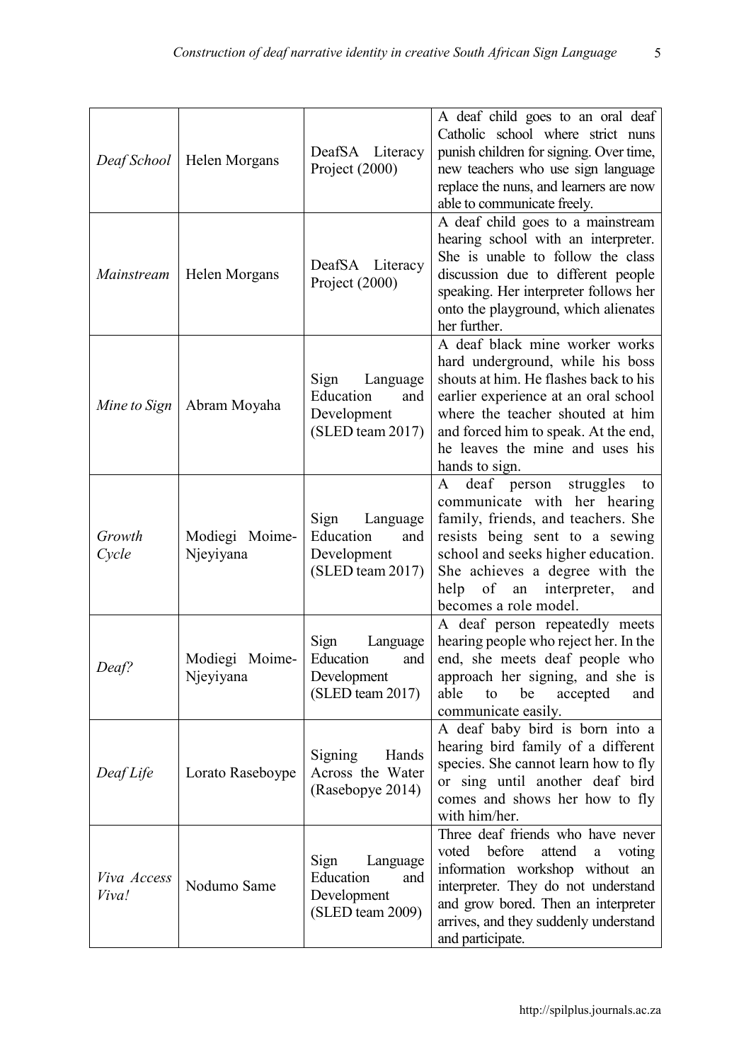| | | | |
|---|---|---|---|
| *Deaf School* | Helen Morgans | DeafSA Literacy Project (2000) | A deaf child goes to an oral deaf Catholic school where strict nuns punish children for signing. Over time, new teachers who use sign language replace the nuns, and learners are now able to communicate freely. |
| *Mainstream* | Helen Morgans | DeafSA Literacy Project (2000) | A deaf child goes to a mainstream hearing school with an interpreter. She is unable to follow the class discussion due to different people speaking. Her interpreter follows her onto the playground, which alienates her further. |
| *Mine to Sign* | Abram Moyaha | Sign Language Education and Development (SLED team 2017) | A deaf black mine worker works hard underground, while his boss shouts at him. He flashes back to his earlier experience at an oral school where the teacher shouted at him and forced him to speak. At the end, he leaves the mine and uses his hands to sign. |
| *Growth Cycle* | Modiegi Moime-Njeyiyana | Sign Language Education and Development (SLED team 2017) | A deaf person struggles to communicate with her hearing family, friends, and teachers. She resists being sent to a sewing school and seeks higher education. She achieves a degree with the help of an interpreter, and becomes a role model. |
| *Deaf?* | Modiegi Moime-Njeyiyana | Sign Language Education and Development (SLED team 2017) | A deaf person repeatedly meets hearing people who reject her. In the end, she meets deaf people who approach her signing, and she is able to be accepted and communicate easily. |
| *Deaf Life* | Lorato Raseboype | Signing Hands Across the Water (Rasebopye 2014) | A deaf baby bird is born into a hearing bird family of a different species. She cannot learn how to fly or sing until another deaf bird comes and shows her how to fly with him/her. |
| *Viva Access Viva!* | Nodumo Same | Sign Language Education and Development (SLED team 2009) | Three deaf friends who have never voted before attend a voting information workshop without an interpreter. They do not understand and grow bored. Then an interpreter arrives, and they suddenly understand and participate. |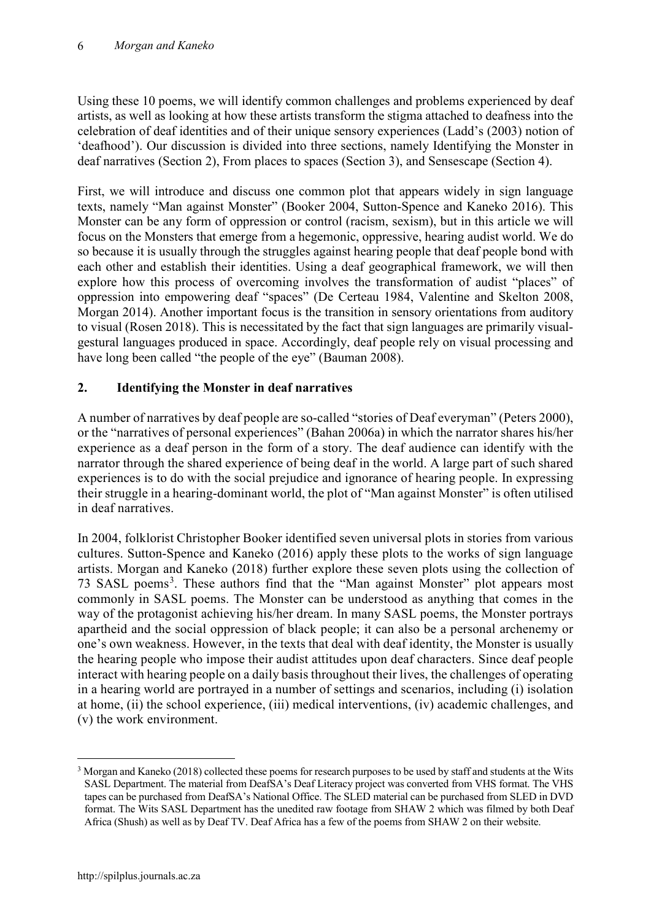Using these 10 poems, we will identify common challenges and problems experienced by deaf artists, as well as looking at how these artists transform the stigma attached to deafness into the celebration of deaf identities and of their unique sensory experiences (Ladd's (2003) notion of 'deafhood'). Our discussion is divided into three sections, namely Identifying the Monster in deaf narratives (Section 2), From places to spaces (Section 3), and Sensescape (Section 4).

First, we will introduce and discuss one common plot that appears widely in sign language texts, namely "Man against Monster" (Booker 2004, Sutton-Spence and Kaneko 2016). This Monster can be any form of oppression or control (racism, sexism), but in this article we will focus on the Monsters that emerge from a hegemonic, oppressive, hearing audist world. We do so because it is usually through the struggles against hearing people that deaf people bond with each other and establish their identities. Using a deaf geographical framework, we will then explore how this process of overcoming involves the transformation of audist "places" of oppression into empowering deaf "spaces" (De Certeau 1984, Valentine and Skelton 2008, Morgan 2014). Another important focus is the transition in sensory orientations from auditory to visual (Rosen 2018). This is necessitated by the fact that sign languages are primarily visual-gestural languages produced in space. Accordingly, deaf people rely on visual processing and have long been called "the people of the eye" (Bauman 2008).

## 2. Identifying the Monster in deaf narratives

A number of narratives by deaf people are so-called "stories of Deaf everyman" (Peters 2000), or the "narratives of personal experiences" (Bahan 2006a) in which the narrator shares his/her experience as a deaf person in the form of a story. The deaf audience can identify with the narrator through the shared experience of being deaf in the world. A large part of such shared experiences is to do with the social prejudice and ignorance of hearing people. In expressing their struggle in a hearing-dominant world, the plot of "Man against Monster" is often utilised in deaf narratives.

In 2004, folklorist Christopher Booker identified seven universal plots in stories from various cultures. Sutton-Spence and Kaneko (2016) apply these plots to the works of sign language artists. Morgan and Kaneko (2018) further explore these seven plots using the collection of 73 SASL poems[3]. These authors find that the "Man against Monster" plot appears most commonly in SASL poems. The Monster can be understood as anything that comes in the way of the protagonist achieving his/her dream. In many SASL poems, the Monster portrays apartheid and the social oppression of black people; it can also be a personal archenemy or one's own weakness. However, in the texts that deal with deaf identity, the Monster is usually the hearing people who impose their audist attitudes upon deaf characters. Since deaf people interact with hearing people on a daily basis throughout their lives, the challenges of operating in a hearing world are portrayed in a number of settings and scenarios, including (i) isolation at home, (ii) the school experience, (iii) medical interventions, (iv) academic challenges, and (v) the work environment.

[3] Morgan and Kaneko (2018) collected these poems for research purposes to be used by staff and students at the Wits SASL Department. The material from DeafSA's Deaf Literacy project was converted from VHS format. The VHS tapes can be purchased from DeafSA's National Office. The SLED material can be purchased from SLED in DVD format. The Wits SASL Department has the unedited raw footage from SHAW 2 which was filmed by both Deaf Africa (Shush) as well as by Deaf TV. Deaf Africa has a few of the poems from SHAW 2 on their website.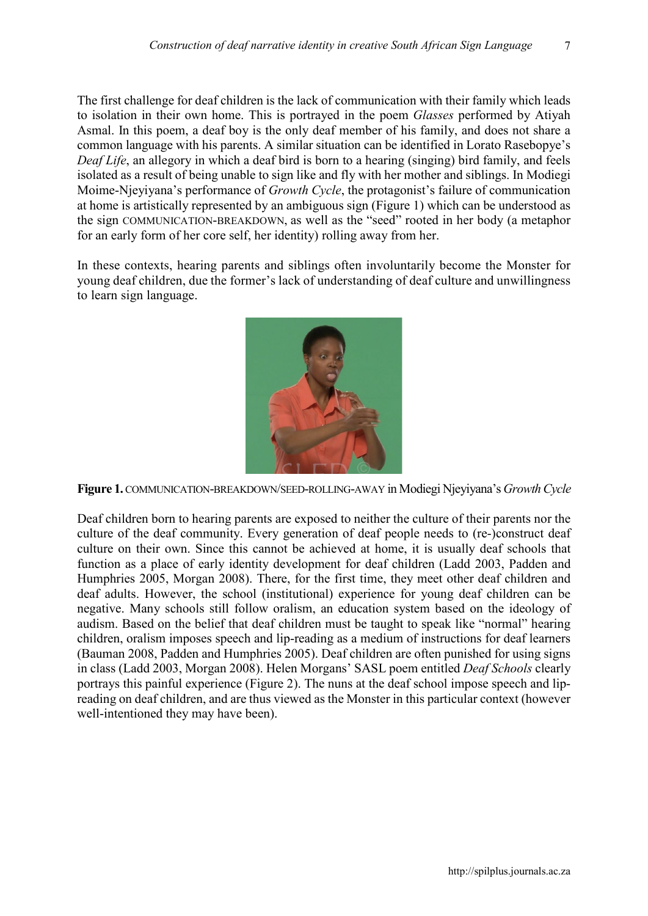The first challenge for deaf children is the lack of communication with their family which leads to isolation in their own home. This is portrayed in the poem *Glasses* performed by Atiyah Asmal. In this poem, a deaf boy is the only deaf member of his family, and does not share a common language with his parents. A similar situation can be identified in Lorato Rasebopye's *Deaf Life*, an allegory in which a deaf bird is born to a hearing (singing) bird family, and feels isolated as a result of being unable to sign like and fly with her mother and siblings. In Modiegi Moime-Njeyiyana's performance of *Growth Cycle*, the protagonist's failure of communication at home is artistically represented by an ambiguous sign (Figure 1) which can be understood as the sign COMMUNICATION-BREAKDOWN, as well as the "seed" rooted in her body (a metaphor for an early form of her core self, her identity) rolling away from her.

In these contexts, hearing parents and siblings often involuntarily become the Monster for young deaf children, due the former's lack of understanding of deaf culture and unwillingness to learn sign language.

**Figure 1.** COMMUNICATION-BREAKDOWN/SEED-ROLLING-AWAY in Modiegi Njeyiyana's *Growth Cycle*

Deaf children born to hearing parents are exposed to neither the culture of their parents nor the culture of the deaf community. Every generation of deaf people needs to (re-)construct deaf culture on their own. Since this cannot be achieved at home, it is usually deaf schools that function as a place of early identity development for deaf children (Ladd 2003, Padden and Humphries 2005, Morgan 2008). There, for the first time, they meet other deaf children and deaf adults. However, the school (institutional) experience for young deaf children can be negative. Many schools still follow oralism, an education system based on the ideology of audism. Based on the belief that deaf children must be taught to speak like "normal" hearing children, oralism imposes speech and lip-reading as a medium of instructions for deaf learners (Bauman 2008, Padden and Humphries 2005). Deaf children are often punished for using signs in class (Ladd 2003, Morgan 2008). Helen Morgans' SASL poem entitled *Deaf Schools* clearly portrays this painful experience (Figure 2). The nuns at the deaf school impose speech and lip-reading on deaf children, and are thus viewed as the Monster in this particular context (however well-intentioned they may have been).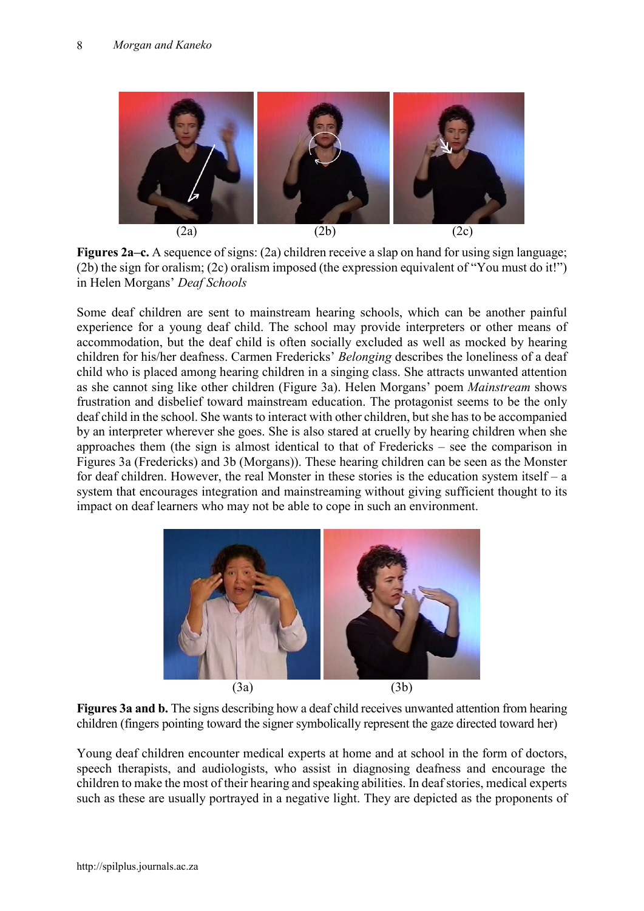(2a) (2b) (2c)

**Figures 2a–c.** A sequence of signs: (2a) children receive a slap on hand for using sign language; (2b) the sign for oralism; (2c) oralism imposed (the expression equivalent of "You must do it!") in Helen Morgans' *Deaf Schools*

Some deaf children are sent to mainstream hearing schools, which can be another painful experience for a young deaf child. The school may provide interpreters or other means of accommodation, but the deaf child is often socially excluded as well as mocked by hearing children for his/her deafness. Carmen Fredericks' *Belonging* describes the loneliness of a deaf child who is placed among hearing children in a singing class. She attracts unwanted attention as she cannot sing like other children (Figure 3a). Helen Morgans' poem *Mainstream* shows frustration and disbelief toward mainstream education. The protagonist seems to be the only deaf child in the school. She wants to interact with other children, but she has to be accompanied by an interpreter wherever she goes. She is also stared at cruelly by hearing children when she approaches them (the sign is almost identical to that of Fredericks – see the comparison in Figures 3a (Fredericks) and 3b (Morgans)). These hearing children can be seen as the Monster for deaf children. However, the real Monster in these stories is the education system itself – a system that encourages integration and mainstreaming without giving sufficient thought to its impact on deaf learners who may not be able to cope in such an environment.

(3a) (3b)

**Figures 3a and b.** The signs describing how a deaf child receives unwanted attention from hearing children (fingers pointing toward the signer symbolically represent the gaze directed toward her)

Young deaf children encounter medical experts at home and at school in the form of doctors, speech therapists, and audiologists, who assist in diagnosing deafness and encourage the children to make the most of their hearing and speaking abilities. In deaf stories, medical experts such as these are usually portrayed in a negative light. They are depicted as the proponents of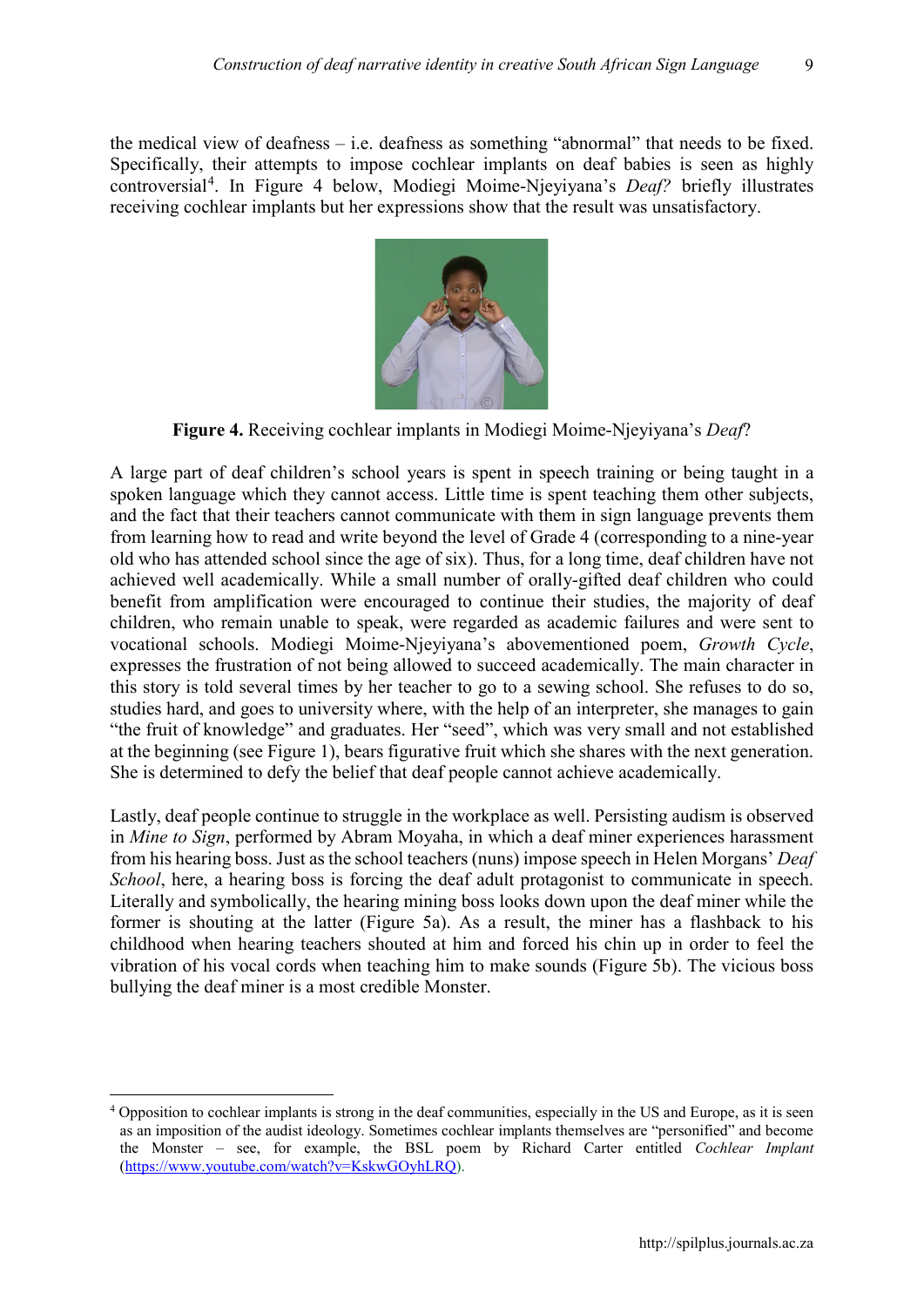the medical view of deafness – i.e. deafness as something "abnormal" that needs to be fixed. Specifically, their attempts to impose cochlear implants on deaf babies is seen as highly controversial[4]. In Figure 4 below, Modiegi Moime-Njeyiyana's *Deaf?* briefly illustrates receiving cochlear implants but her expressions show that the result was unsatisfactory.

**Figure 4.** Receiving cochlear implants in Modiegi Moime-Njeyiyana's *Deaf*?

A large part of deaf children's school years is spent in speech training or being taught in a spoken language which they cannot access. Little time is spent teaching them other subjects, and the fact that their teachers cannot communicate with them in sign language prevents them from learning how to read and write beyond the level of Grade 4 (corresponding to a nine-year old who has attended school since the age of six). Thus, for a long time, deaf children have not achieved well academically. While a small number of orally-gifted deaf children who could benefit from amplification were encouraged to continue their studies, the majority of deaf children, who remain unable to speak, were regarded as academic failures and were sent to vocational schools. Modiegi Moime-Njeyiyana's abovementioned poem, *Growth Cycle*, expresses the frustration of not being allowed to succeed academically. The main character in this story is told several times by her teacher to go to a sewing school. She refuses to do so, studies hard, and goes to university where, with the help of an interpreter, she manages to gain "the fruit of knowledge" and graduates. Her "seed", which was very small and not established at the beginning (see Figure 1), bears figurative fruit which she shares with the next generation. She is determined to defy the belief that deaf people cannot achieve academically.

Lastly, deaf people continue to struggle in the workplace as well. Persisting audism is observed in *Mine to Sign*, performed by Abram Moyaha, in which a deaf miner experiences harassment from his hearing boss. Just as the school teachers (nuns) impose speech in Helen Morgans' *Deaf School*, here, a hearing boss is forcing the deaf adult protagonist to communicate in speech. Literally and symbolically, the hearing mining boss looks down upon the deaf miner while the former is shouting at the latter (Figure 5a). As a result, the miner has a flashback to his childhood when hearing teachers shouted at him and forced his chin up in order to feel the vibration of his vocal cords when teaching him to make sounds (Figure 5b). The vicious boss bullying the deaf miner is a most credible Monster.

---

[4] Opposition to cochlear implants is strong in the deaf communities, especially in the US and Europe, as it is seen as an imposition of the audist ideology. Sometimes cochlear implants themselves are "personified" and become the Monster – see, for example, the BSL poem by Richard Carter entitled *Cochlear Implant* (https://www.youtube.com/watch?v=KskwGOyhLRQ).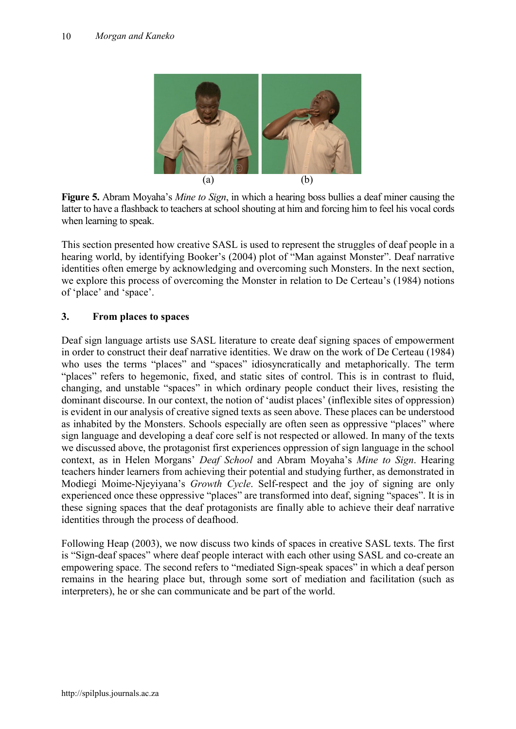(a) (b)

**Figure 5.** Abram Moyaha's *Mine to Sign*, in which a hearing boss bullies a deaf miner causing the latter to have a flashback to teachers at school shouting at him and forcing him to feel his vocal cords when learning to speak.

This section presented how creative SASL is used to represent the struggles of deaf people in a hearing world, by identifying Booker's (2004) plot of "Man against Monster". Deaf narrative identities often emerge by acknowledging and overcoming such Monsters. In the next section, we explore this process of overcoming the Monster in relation to De Certeau's (1984) notions of 'place' and 'space'.

## 3. From places to spaces

Deaf sign language artists use SASL literature to create deaf signing spaces of empowerment in order to construct their deaf narrative identities. We draw on the work of De Certeau (1984) who uses the terms "places" and "spaces" idiosyncratically and metaphorically. The term "places" refers to hegemonic, fixed, and static sites of control. This is in contrast to fluid, changing, and unstable "spaces" in which ordinary people conduct their lives, resisting the dominant discourse. In our context, the notion of 'audist places' (inflexible sites of oppression) is evident in our analysis of creative signed texts as seen above. These places can be understood as inhabited by the Monsters. Schools especially are often seen as oppressive "places" where sign language and developing a deaf core self is not respected or allowed. In many of the texts we discussed above, the protagonist first experiences oppression of sign language in the school context, as in Helen Morgans' *Deaf School* and Abram Moyaha's *Mine to Sign*. Hearing teachers hinder learners from achieving their potential and studying further, as demonstrated in Modiegi Moime-Njeyiyana's *Growth Cycle*. Self-respect and the joy of signing are only experienced once these oppressive "places" are transformed into deaf, signing "spaces". It is in these signing spaces that the deaf protagonists are finally able to achieve their deaf narrative identities through the process of deafhood.

Following Heap (2003), we now discuss two kinds of spaces in creative SASL texts. The first is "Sign-deaf spaces" where deaf people interact with each other using SASL and co-create an empowering space. The second refers to "mediated Sign-speak spaces" in which a deaf person remains in the hearing place but, through some sort of mediation and facilitation (such as interpreters), he or she can communicate and be part of the world.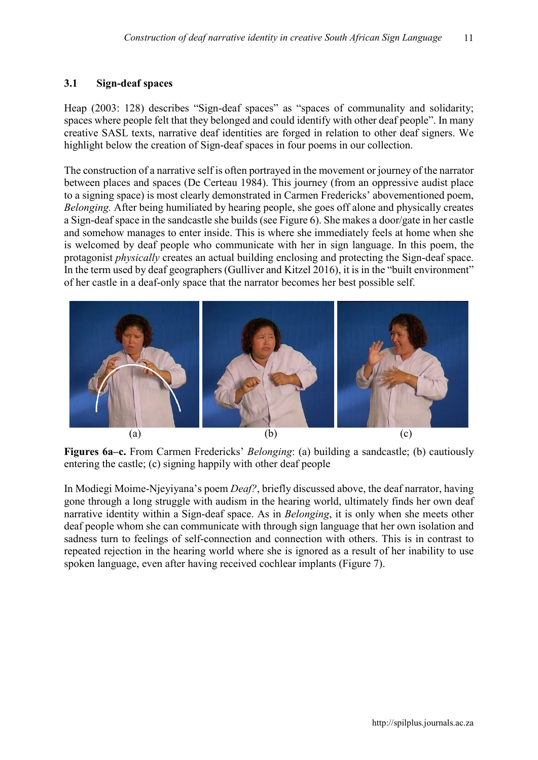### 3.1 Sign-deaf spaces

Heap (2003: 128) describes "Sign-deaf spaces" as "spaces of communality and solidarity; spaces where people felt that they belonged and could identify with other deaf people". In many creative SASL texts, narrative deaf identities are forged in relation to other deaf signers. We highlight below the creation of Sign-deaf spaces in four poems in our collection.

The construction of a narrative self is often portrayed in the movement or journey of the narrator between places and spaces (De Certeau 1984). This journey (from an oppressive audist place to a signing space) is most clearly demonstrated in Carmen Fredericks' abovementioned poem, *Belonging.* After being humiliated by hearing people, she goes off alone and physically creates a Sign-deaf space in the sandcastle she builds (see Figure 6). She makes a door/gate in her castle and somehow manages to enter inside. This is where she immediately feels at home when she is welcomed by deaf people who communicate with her in sign language. In this poem, the protagonist *physically* creates an actual building enclosing and protecting the Sign-deaf space. In the term used by deaf geographers (Gulliver and Kitzel 2016), it is in the "built environment" of her castle in a deaf-only space that the narrator becomes her best possible self.

(a) (b) (c)

**Figures 6a–c.** From Carmen Fredericks' *Belonging*: (a) building a sandcastle; (b) cautiously entering the castle; (c) signing happily with other deaf people

In Modiegi Moime-Njeyiyana's poem *Deaf?*, briefly discussed above, the deaf narrator, having gone through a long struggle with audism in the hearing world, ultimately finds her own deaf narrative identity within a Sign-deaf space. As in *Belonging*, it is only when she meets other deaf people whom she can communicate with through sign language that her own isolation and sadness turn to feelings of self-connection and connection with others. This is in contrast to repeated rejection in the hearing world where she is ignored as a result of her inability to use spoken language, even after having received cochlear implants (Figure 7).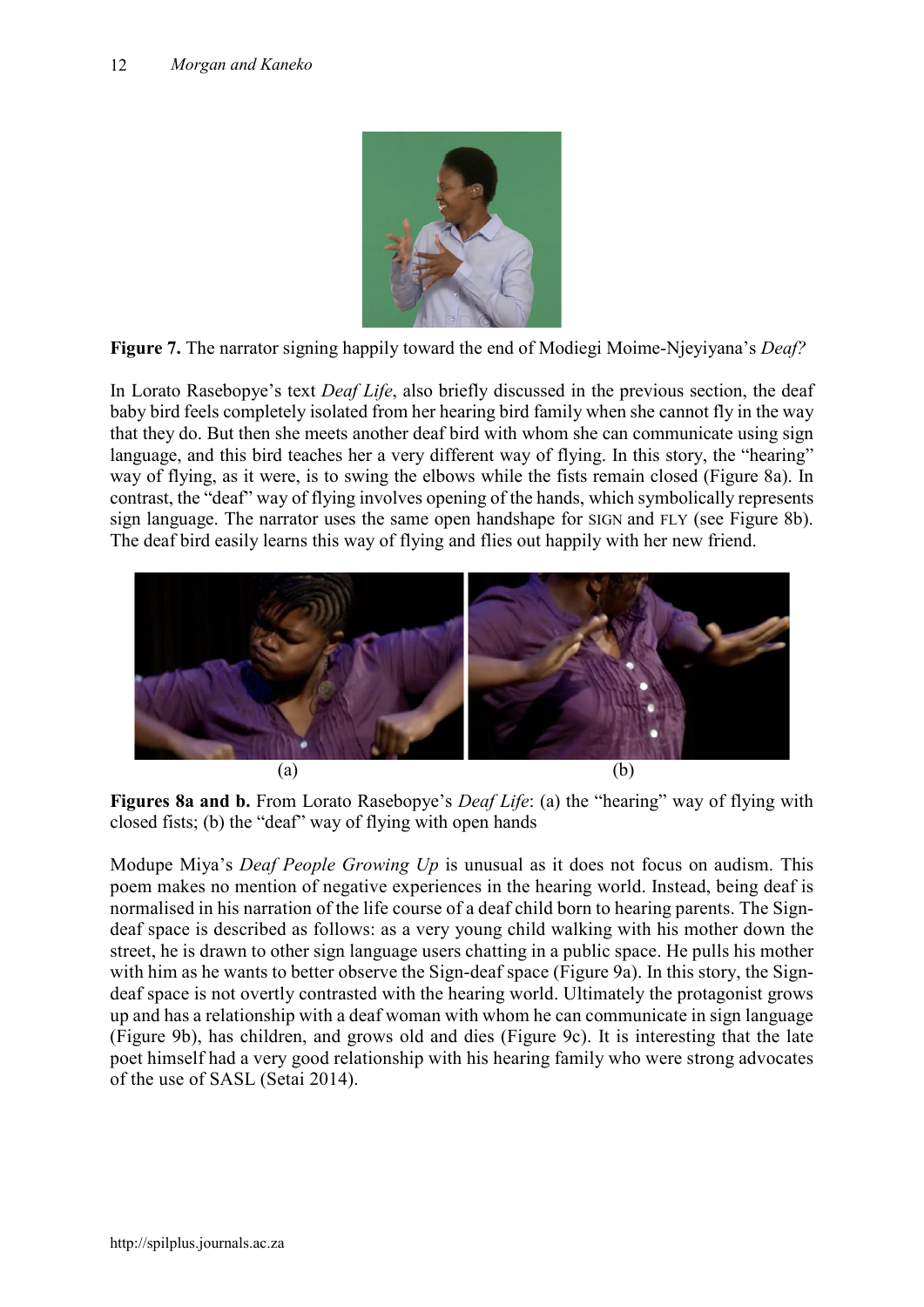**Figure 7.** The narrator signing happily toward the end of Modiegi Moime-Njeyiyana's *Deaf?*

In Lorato Rasebopye's text *Deaf Life*, also briefly discussed in the previous section, the deaf baby bird feels completely isolated from her hearing bird family when she cannot fly in the way that they do. But then she meets another deaf bird with whom she can communicate using sign language, and this bird teaches her a very different way of flying. In this story, the "hearing" way of flying, as it were, is to swing the elbows while the fists remain closed (Figure 8a). In contrast, the "deaf" way of flying involves opening of the hands, which symbolically represents sign language. The narrator uses the same open handshape for SIGN and FLY (see Figure 8b). The deaf bird easily learns this way of flying and flies out happily with her new friend.

(a) (b)

**Figures 8a and b.** From Lorato Rasebopye's *Deaf Life*: (a) the "hearing" way of flying with closed fists; (b) the "deaf" way of flying with open hands

Modupe Miya's *Deaf People Growing Up* is unusual as it does not focus on audism. This poem makes no mention of negative experiences in the hearing world. Instead, being deaf is normalised in his narration of the life course of a deaf child born to hearing parents. The Sign-deaf space is described as follows: as a very young child walking with his mother down the street, he is drawn to other sign language users chatting in a public space. He pulls his mother with him as he wants to better observe the Sign-deaf space (Figure 9a). In this story, the Sign-deaf space is not overtly contrasted with the hearing world. Ultimately the protagonist grows up and has a relationship with a deaf woman with whom he can communicate in sign language (Figure 9b), has children, and grows old and dies (Figure 9c). It is interesting that the late poet himself had a very good relationship with his hearing family who were strong advocates of the use of SASL (Setai 2014).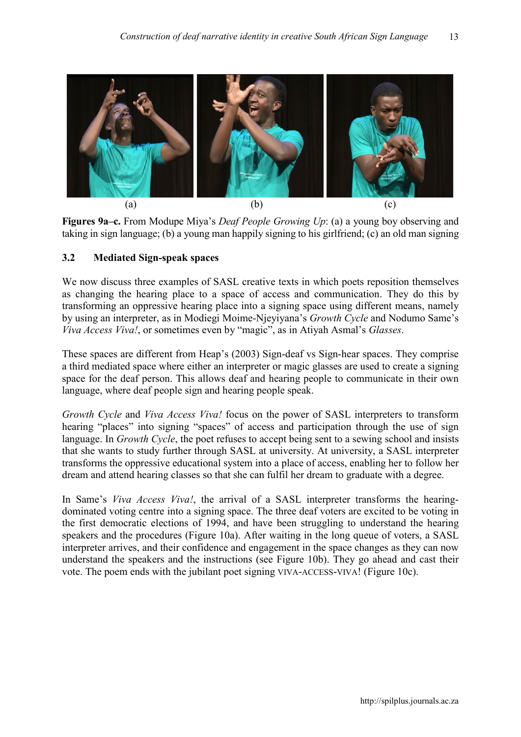(a) (b) (c)

**Figures 9a–c.** From Modupe Miya's *Deaf People Growing Up*: (a) a young boy observing and taking in sign language; (b) a young man happily signing to his girlfriend; (c) an old man signing

### 3.2 Mediated Sign-speak spaces

We now discuss three examples of SASL creative texts in which poets reposition themselves as changing the hearing place to a space of access and communication. They do this by transforming an oppressive hearing place into a signing space using different means, namely by using an interpreter, as in Modiegi Moime-Njeyiyana's *Growth Cycle* and Nodumo Same's *Viva Access Viva!*, or sometimes even by "magic", as in Atiyah Asmal's *Glasses*.

These spaces are different from Heap's (2003) Sign-deaf vs Sign-hear spaces. They comprise a third mediated space where either an interpreter or magic glasses are used to create a signing space for the deaf person. This allows deaf and hearing people to communicate in their own language, where deaf people sign and hearing people speak.

*Growth Cycle* and *Viva Access Viva!* focus on the power of SASL interpreters to transform hearing "places" into signing "spaces" of access and participation through the use of sign language. In *Growth Cycle*, the poet refuses to accept being sent to a sewing school and insists that she wants to study further through SASL at university. At university, a SASL interpreter transforms the oppressive educational system into a place of access, enabling her to follow her dream and attend hearing classes so that she can fulfil her dream to graduate with a degree.

In Same's *Viva Access Viva!*, the arrival of a SASL interpreter transforms the hearing-dominated voting centre into a signing space. The three deaf voters are excited to be voting in the first democratic elections of 1994, and have been struggling to understand the hearing speakers and the procedures (Figure 10a). After waiting in the long queue of voters, a SASL interpreter arrives, and their confidence and engagement in the space changes as they can now understand the speakers and the instructions (see Figure 10b). They go ahead and cast their vote. The poem ends with the jubilant poet signing VIVA-ACCESS-VIVA! (Figure 10c).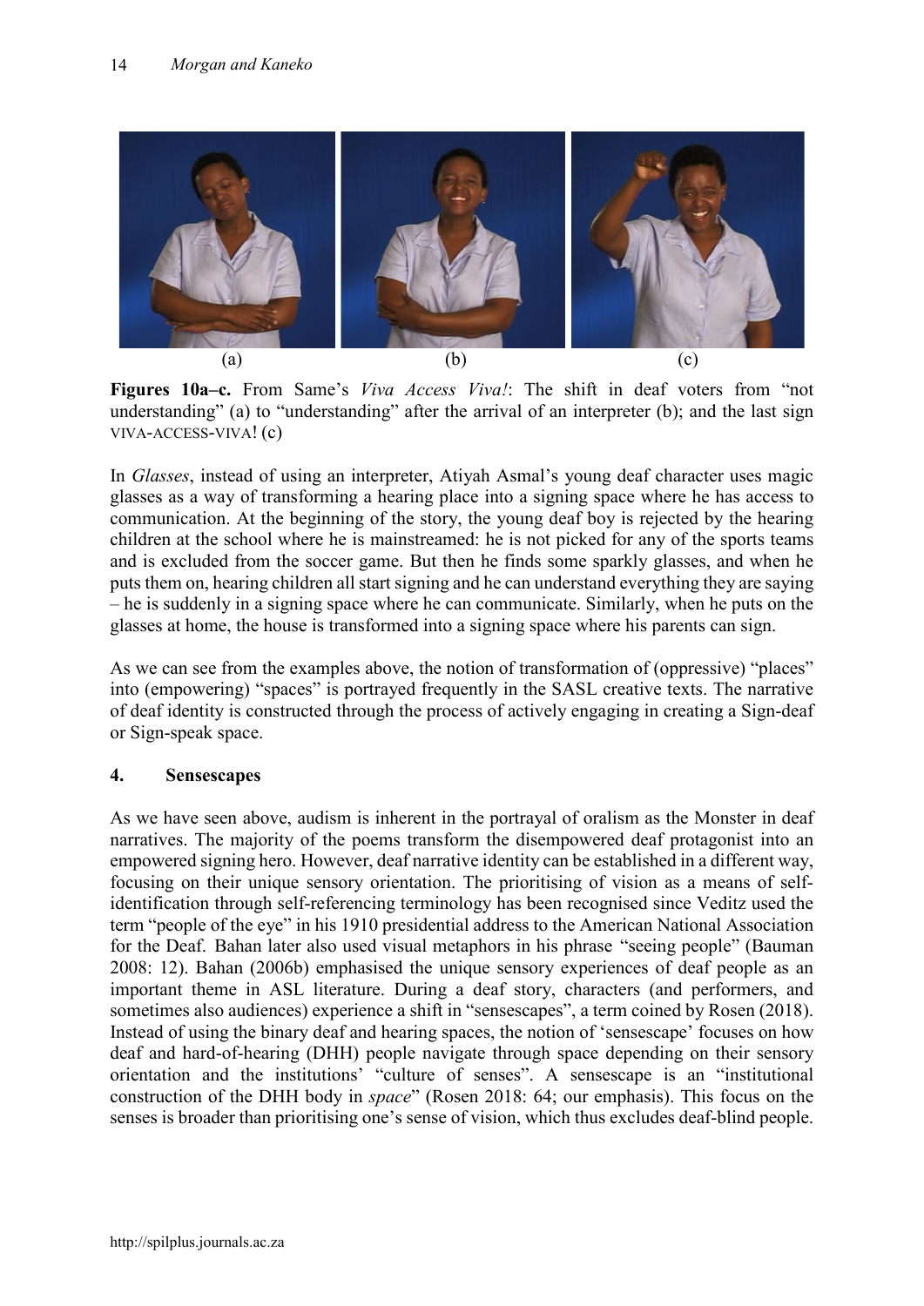(a) (b) (c)

**Figures 10a–c.** From Same's *Viva Access Viva!*: The shift in deaf voters from "not understanding" (a) to "understanding" after the arrival of an interpreter (b); and the last sign VIVA-ACCESS-VIVA! (c)

In *Glasses*, instead of using an interpreter, Atiyah Asmal's young deaf character uses magic glasses as a way of transforming a hearing place into a signing space where he has access to communication. At the beginning of the story, the young deaf boy is rejected by the hearing children at the school where he is mainstreamed: he is not picked for any of the sports teams and is excluded from the soccer game. But then he finds some sparkly glasses, and when he puts them on, hearing children all start signing and he can understand everything they are saying – he is suddenly in a signing space where he can communicate. Similarly, when he puts on the glasses at home, the house is transformed into a signing space where his parents can sign.

As we can see from the examples above, the notion of transformation of (oppressive) "places" into (empowering) "spaces" is portrayed frequently in the SASL creative texts. The narrative of deaf identity is constructed through the process of actively engaging in creating a Sign-deaf or Sign-speak space.

## 4. Sensescapes

As we have seen above, audism is inherent in the portrayal of oralism as the Monster in deaf narratives. The majority of the poems transform the disempowered deaf protagonist into an empowered signing hero. However, deaf narrative identity can be established in a different way, focusing on their unique sensory orientation. The prioritising of vision as a means of self-identification through self-referencing terminology has been recognised since Veditz used the term "people of the eye" in his 1910 presidential address to the American National Association for the Deaf. Bahan later also used visual metaphors in his phrase "seeing people" (Bauman 2008: 12). Bahan (2006b) emphasised the unique sensory experiences of deaf people as an important theme in ASL literature. During a deaf story, characters (and performers, and sometimes also audiences) experience a shift in "sensescapes", a term coined by Rosen (2018). Instead of using the binary deaf and hearing spaces, the notion of 'sensescape' focuses on how deaf and hard-of-hearing (DHH) people navigate through space depending on their sensory orientation and the institutions' "culture of senses". A sensescape is an "institutional construction of the DHH body in *space*" (Rosen 2018: 64; our emphasis). This focus on the senses is broader than prioritising one's sense of vision, which thus excludes deaf-blind people.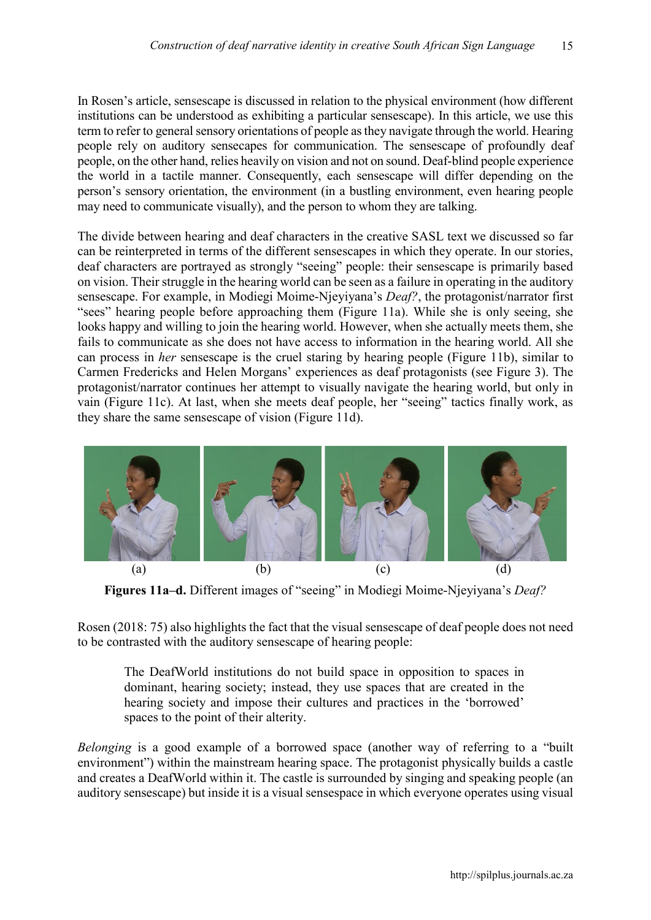In Rosen's article, sensescape is discussed in relation to the physical environment (how different institutions can be understood as exhibiting a particular sensescape). In this article, we use this term to refer to general sensory orientations of people as they navigate through the world. Hearing people rely on auditory sensescapes for communication. The sensescape of profoundly deaf people, on the other hand, relies heavily on vision and not on sound. Deaf-blind people experience the world in a tactile manner. Consequently, each sensescape will differ depending on the person's sensory orientation, the environment (in a bustling environment, even hearing people may need to communicate visually), and the person to whom they are talking.

The divide between hearing and deaf characters in the creative SASL text we discussed so far can be reinterpreted in terms of the different sensescapes in which they operate. In our stories, deaf characters are portrayed as strongly "seeing" people: their sensescape is primarily based on vision. Their struggle in the hearing world can be seen as a failure in operating in the auditory sensescape. For example, in Modiegi Moime-Njeyiyana's *Deaf?*, the protagonist/narrator first "sees" hearing people before approaching them (Figure 11a). While she is only seeing, she looks happy and willing to join the hearing world. However, when she actually meets them, she fails to communicate as she does not have access to information in the hearing world. All she can process in *her* sensescape is the cruel staring by hearing people (Figure 11b), similar to Carmen Fredericks and Helen Morgans' experiences as deaf protagonists (see Figure 3). The protagonist/narrator continues her attempt to visually navigate the hearing world, but only in vain (Figure 11c). At last, when she meets deaf people, her "seeing" tactics finally work, as they share the same sensescape of vision (Figure 11d).

(a) (b) (c) (d)

**Figures 11a–d.** Different images of "seeing" in Modiegi Moime-Njeyiyana's *Deaf?*

Rosen (2018: 75) also highlights the fact that the visual sensescape of deaf people does not need to be contrasted with the auditory sensescape of hearing people:

> The DeafWorld institutions do not build space in opposition to spaces in dominant, hearing society; instead, they use spaces that are created in the hearing society and impose their cultures and practices in the 'borrowed' spaces to the point of their alterity.

*Belonging* is a good example of a borrowed space (another way of referring to a "built environment") within the mainstream hearing space. The protagonist physically builds a castle and creates a DeafWorld within it. The castle is surrounded by singing and speaking people (an auditory sensescape) but inside it is a visual sensespace in which everyone operates using visual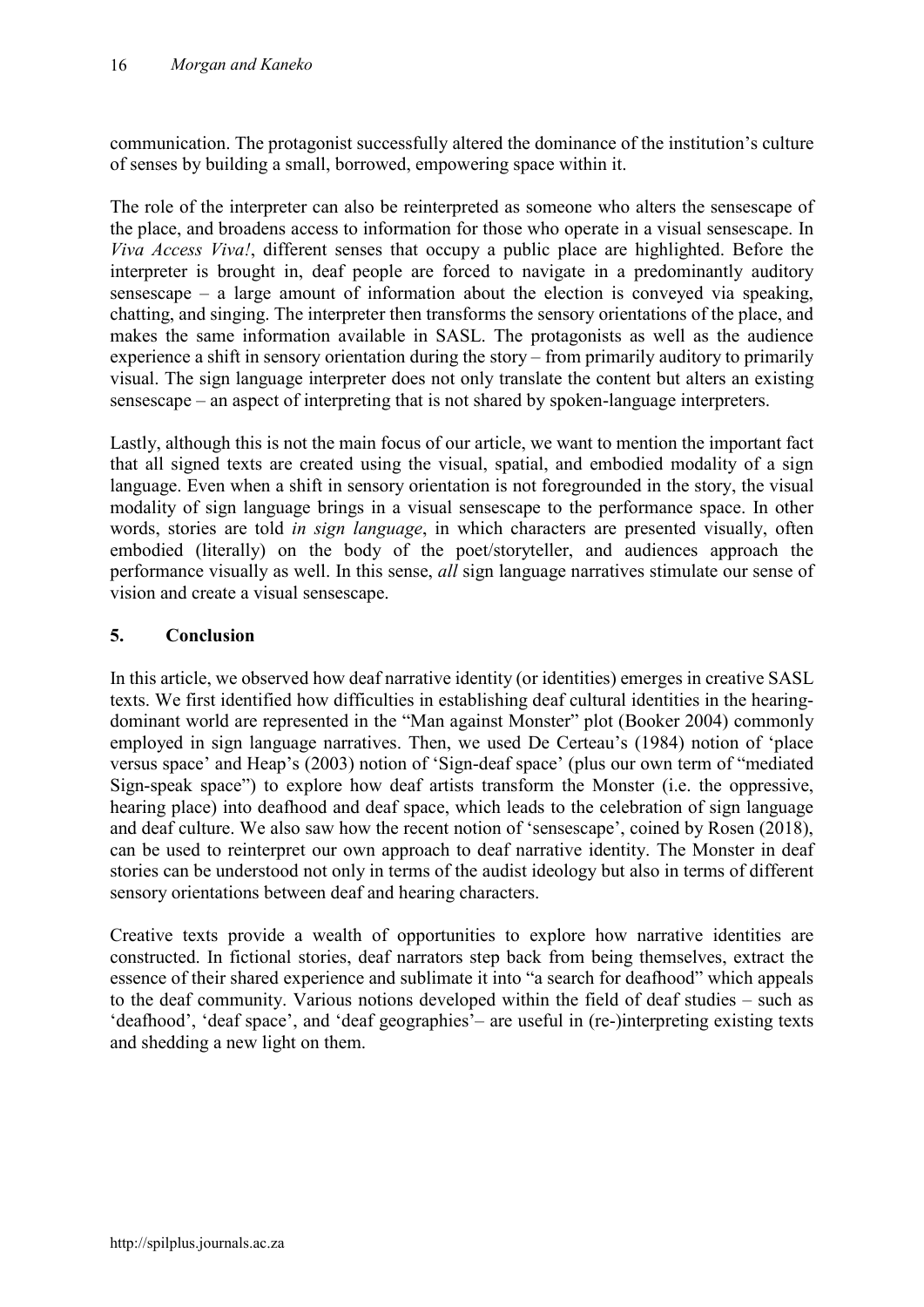communication. The protagonist successfully altered the dominance of the institution's culture of senses by building a small, borrowed, empowering space within it.

The role of the interpreter can also be reinterpreted as someone who alters the sensescape of the place, and broadens access to information for those who operate in a visual sensescape. In *Viva Access Viva!*, different senses that occupy a public place are highlighted. Before the interpreter is brought in, deaf people are forced to navigate in a predominantly auditory sensescape – a large amount of information about the election is conveyed via speaking, chatting, and singing. The interpreter then transforms the sensory orientations of the place, and makes the same information available in SASL. The protagonists as well as the audience experience a shift in sensory orientation during the story – from primarily auditory to primarily visual. The sign language interpreter does not only translate the content but alters an existing sensescape – an aspect of interpreting that is not shared by spoken-language interpreters.

Lastly, although this is not the main focus of our article, we want to mention the important fact that all signed texts are created using the visual, spatial, and embodied modality of a sign language. Even when a shift in sensory orientation is not foregrounded in the story, the visual modality of sign language brings in a visual sensescape to the performance space. In other words, stories are told *in sign language*, in which characters are presented visually, often embodied (literally) on the body of the poet/storyteller, and audiences approach the performance visually as well. In this sense, *all* sign language narratives stimulate our sense of vision and create a visual sensescape.

## 5. Conclusion

In this article, we observed how deaf narrative identity (or identities) emerges in creative SASL texts. We first identified how difficulties in establishing deaf cultural identities in the hearing-dominant world are represented in the "Man against Monster" plot (Booker 2004) commonly employed in sign language narratives. Then, we used De Certeau's (1984) notion of 'place versus space' and Heap's (2003) notion of 'Sign-deaf space' (plus our own term of "mediated Sign-speak space") to explore how deaf artists transform the Monster (i.e. the oppressive, hearing place) into deafhood and deaf space, which leads to the celebration of sign language and deaf culture. We also saw how the recent notion of 'sensescape', coined by Rosen (2018), can be used to reinterpret our own approach to deaf narrative identity. The Monster in deaf stories can be understood not only in terms of the audist ideology but also in terms of different sensory orientations between deaf and hearing characters.

Creative texts provide a wealth of opportunities to explore how narrative identities are constructed. In fictional stories, deaf narrators step back from being themselves, extract the essence of their shared experience and sublimate it into "a search for deafhood" which appeals to the deaf community. Various notions developed within the field of deaf studies – such as 'deafhood', 'deaf space', and 'deaf geographies'– are useful in (re-)interpreting existing texts and shedding a new light on them.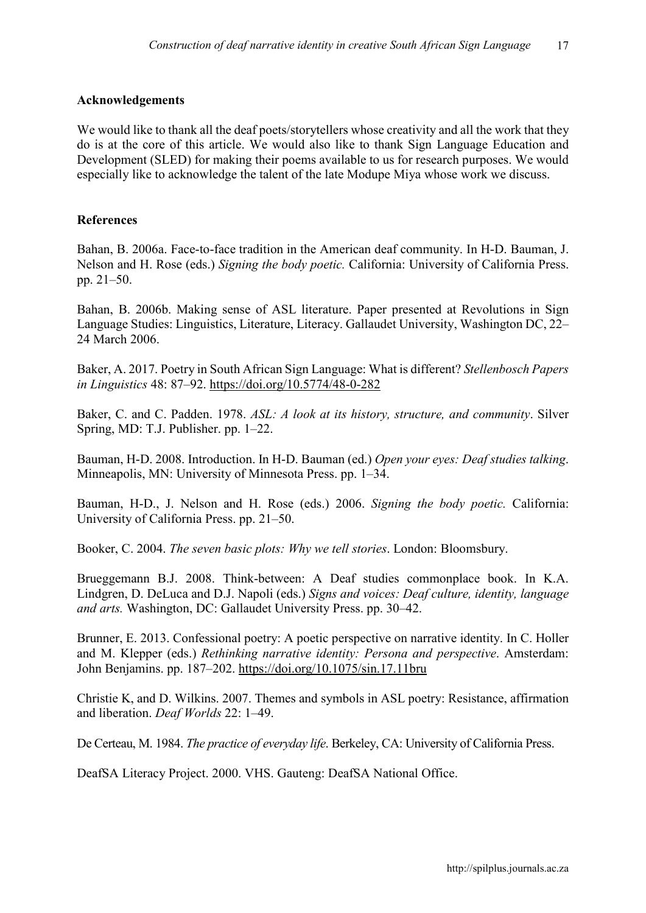## Acknowledgements

We would like to thank all the deaf poets/storytellers whose creativity and all the work that they do is at the core of this article. We would also like to thank Sign Language Education and Development (SLED) for making their poems available to us for research purposes. We would especially like to acknowledge the talent of the late Modupe Miya whose work we discuss.

## References

Bahan, B. 2006a. Face-to-face tradition in the American deaf community. In H-D. Bauman, J. Nelson and H. Rose (eds.) *Signing the body poetic.* California: University of California Press. pp. 21–50.

Bahan, B. 2006b. Making sense of ASL literature. Paper presented at Revolutions in Sign Language Studies: Linguistics, Literature, Literacy. Gallaudet University, Washington DC, 22–24 March 2006.

Baker, A. 2017. Poetry in South African Sign Language: What is different? *Stellenbosch Papers in Linguistics* 48: 87–92. https://doi.org/10.5774/48-0-282

Baker, C. and C. Padden. 1978. *ASL: A look at its history, structure, and community*. Silver Spring, MD: T.J. Publisher. pp. 1–22.

Bauman, H-D. 2008. Introduction. In H-D. Bauman (ed.) *Open your eyes: Deaf studies talking*. Minneapolis, MN: University of Minnesota Press. pp. 1–34.

Bauman, H-D., J. Nelson and H. Rose (eds.) 2006. *Signing the body poetic.* California: University of California Press. pp. 21–50.

Booker, C. 2004. *The seven basic plots: Why we tell stories*. London: Bloomsbury.

Brueggemann B.J. 2008. Think-between: A Deaf studies commonplace book. In K.A. Lindgren, D. DeLuca and D.J. Napoli (eds.) *Signs and voices: Deaf culture, identity, language and arts.* Washington, DC: Gallaudet University Press. pp. 30–42.

Brunner, E. 2013. Confessional poetry: A poetic perspective on narrative identity. In C. Holler and M. Klepper (eds.) *Rethinking narrative identity: Persona and perspective*. Amsterdam: John Benjamins. pp. 187–202. https://doi.org/10.1075/sin.17.11bru

Christie K, and D. Wilkins. 2007. Themes and symbols in ASL poetry: Resistance, affirmation and liberation. *Deaf Worlds* 22: 1–49.

De Certeau, M. 1984. *The practice of everyday life*. Berkeley, CA: University of California Press.

DeafSA Literacy Project. 2000. VHS. Gauteng: DeafSA National Office.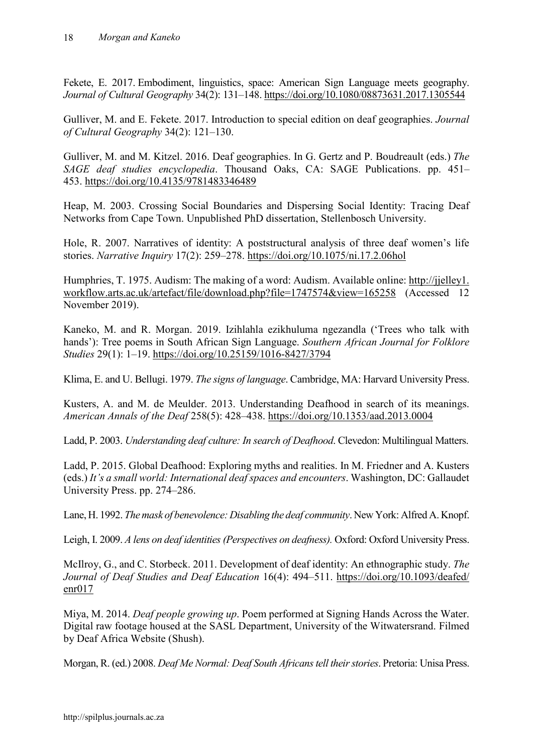Fekete, E. 2017. Embodiment, linguistics, space: American Sign Language meets geography. *Journal of Cultural Geography* 34(2): 131–148. https://doi.org/10.1080/08873631.2017.1305544

Gulliver, M. and E. Fekete. 2017. Introduction to special edition on deaf geographies. *Journal of Cultural Geography* 34(2): 121–130.

Gulliver, M. and M. Kitzel. 2016. Deaf geographies. In G. Gertz and P. Boudreault (eds.) *The SAGE deaf studies encyclopedia*. Thousand Oaks, CA: SAGE Publications. pp. 451–453. https://doi.org/10.4135/9781483346489

Heap, M. 2003. Crossing Social Boundaries and Dispersing Social Identity: Tracing Deaf Networks from Cape Town. Unpublished PhD dissertation, Stellenbosch University.

Hole, R. 2007. Narratives of identity: A poststructural analysis of three deaf women's life stories. *Narrative Inquiry* 17(2): 259–278. https://doi.org/10.1075/ni.17.2.06hol

Humphries, T. 1975. Audism: The making of a word: Audism. Available online: http://jjelley1.workflow.arts.ac.uk/artefact/file/download.php?file=1747574&view=165258 (Accessed 12 November 2019).

Kaneko, M. and R. Morgan. 2019. Izihlahla ezikhuluma ngezandla ('Trees who talk with hands'): Tree poems in South African Sign Language. *Southern African Journal for Folklore Studies* 29(1): 1–19. https://doi.org/10.25159/1016-8427/3794

Klima, E. and U. Bellugi. 1979. *The signs of language*. Cambridge, MA: Harvard University Press.

Kusters, A. and M. de Meulder. 2013. Understanding Deafhood in search of its meanings. *American Annals of the Deaf* 258(5): 428–438. https://doi.org/10.1353/aad.2013.0004

Ladd, P. 2003. *Understanding deaf culture: In search of Deafhood*. Clevedon: Multilingual Matters.

Ladd, P. 2015. Global Deafhood: Exploring myths and realities. In M. Friedner and A. Kusters (eds.) *It's a small world: International deaf spaces and encounters*. Washington, DC: Gallaudet University Press. pp. 274–286.

Lane, H. 1992. *The mask of benevolence: Disabling the deaf community*. New York: Alfred A. Knopf.

Leigh, I. 2009. *A lens on deaf identities (Perspectives on deafness).* Oxford: Oxford University Press.

McIlroy, G., and C. Storbeck. 2011. Development of deaf identity: An ethnographic study. *The Journal of Deaf Studies and Deaf Education* 16(4): 494–511. https://doi.org/10.1093/deafed/enr017

Miya, M. 2014. *Deaf people growing up*. Poem performed at Signing Hands Across the Water. Digital raw footage housed at the SASL Department, University of the Witwatersrand. Filmed by Deaf Africa Website (Shush).

Morgan, R. (ed.) 2008. *Deaf Me Normal: Deaf South Africans tell their stories*. Pretoria: Unisa Press.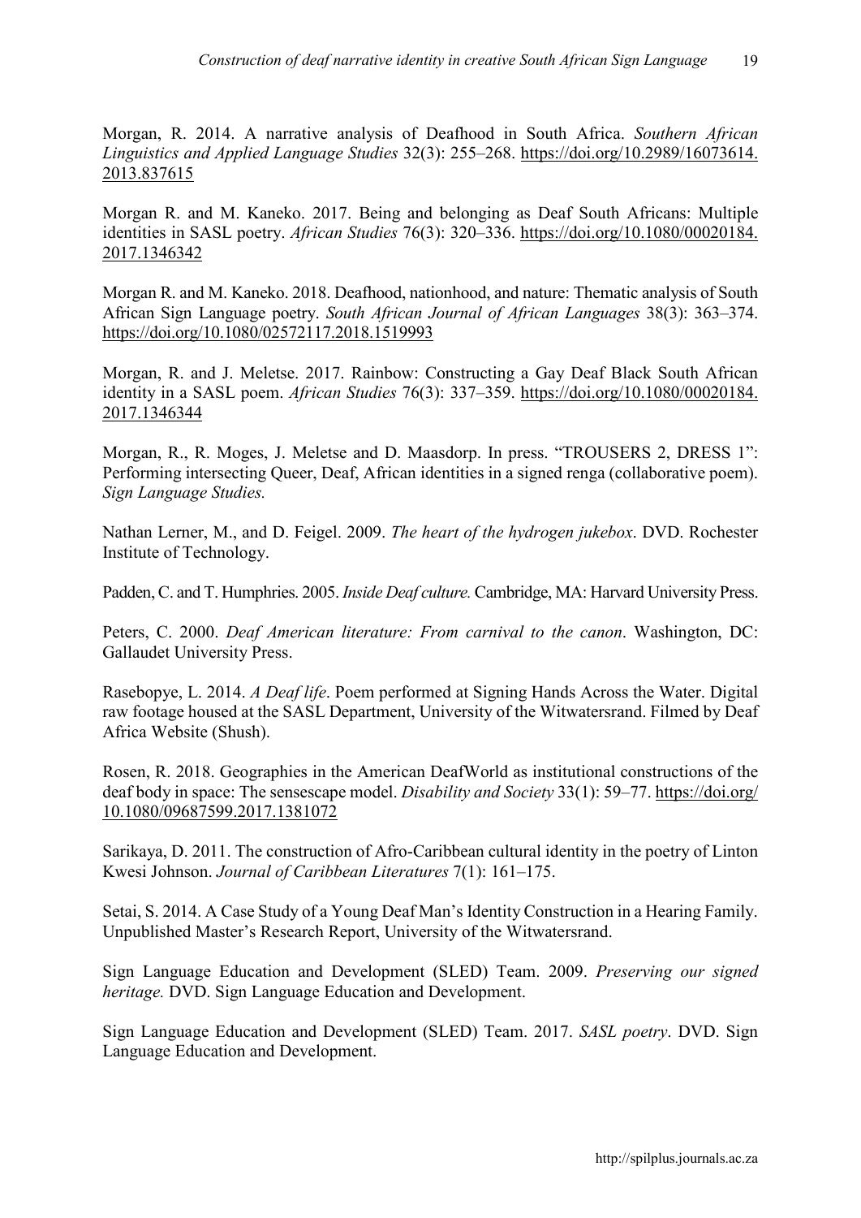Morgan, R. 2014. A narrative analysis of Deafhood in South Africa. *Southern African Linguistics and Applied Language Studies* 32(3): 255–268. https://doi.org/10.2989/16073614.2013.837615

Morgan R. and M. Kaneko. 2017. Being and belonging as Deaf South Africans: Multiple identities in SASL poetry. *African Studies* 76(3): 320–336. https://doi.org/10.1080/00020184.2017.1346342

Morgan R. and M. Kaneko. 2018. Deafhood, nationhood, and nature: Thematic analysis of South African Sign Language poetry. *South African Journal of African Languages* 38(3): 363–374. https://doi.org/10.1080/02572117.2018.1519993

Morgan, R. and J. Meletse. 2017. Rainbow: Constructing a Gay Deaf Black South African identity in a SASL poem. *African Studies* 76(3): 337–359. https://doi.org/10.1080/00020184.2017.1346344

Morgan, R., R. Moges, J. Meletse and D. Maasdorp. In press. "TROUSERS 2, DRESS 1": Performing intersecting Queer, Deaf, African identities in a signed renga (collaborative poem). *Sign Language Studies.*

Nathan Lerner, M., and D. Feigel. 2009. *The heart of the hydrogen jukebox*. DVD. Rochester Institute of Technology.

Padden, C. and T. Humphries. 2005. *Inside Deaf culture.* Cambridge, MA: Harvard University Press.

Peters, C. 2000. *Deaf American literature: From carnival to the canon*. Washington, DC: Gallaudet University Press.

Rasebopye, L. 2014. *A Deaf life*. Poem performed at Signing Hands Across the Water. Digital raw footage housed at the SASL Department, University of the Witwatersrand. Filmed by Deaf Africa Website (Shush).

Rosen, R. 2018. Geographies in the American DeafWorld as institutional constructions of the deaf body in space: The sensescape model. *Disability and Society* 33(1): 59–77. https://doi.org/10.1080/09687599.2017.1381072

Sarikaya, D. 2011. The construction of Afro-Caribbean cultural identity in the poetry of Linton Kwesi Johnson. *Journal of Caribbean Literatures* 7(1): 161–175.

Setai, S. 2014. A Case Study of a Young Deaf Man's Identity Construction in a Hearing Family. Unpublished Master's Research Report, University of the Witwatersrand.

Sign Language Education and Development (SLED) Team. 2009. *Preserving our signed heritage.* DVD. Sign Language Education and Development.

Sign Language Education and Development (SLED) Team. 2017. *SASL poetry*. DVD. Sign Language Education and Development.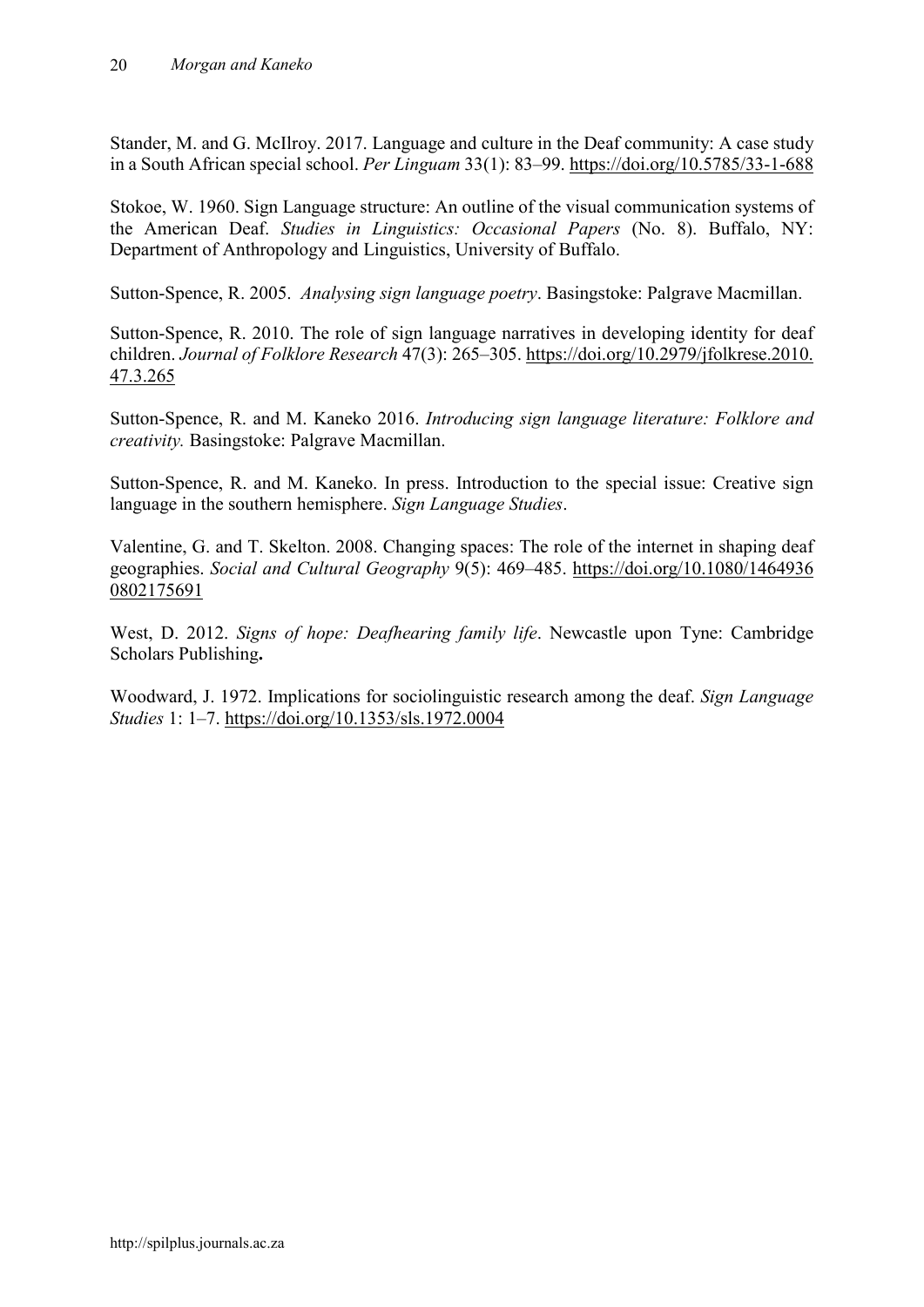Stander, M. and G. McIlroy. 2017. Language and culture in the Deaf community: A case study in a South African special school. *Per Linguam* 33(1): 83–99. https://doi.org/10.5785/33-1-688

Stokoe, W. 1960. Sign Language structure: An outline of the visual communication systems of the American Deaf. *Studies in Linguistics: Occasional Papers* (No. 8). Buffalo, NY: Department of Anthropology and Linguistics, University of Buffalo.

Sutton-Spence, R. 2005. *Analysing sign language poetry*. Basingstoke: Palgrave Macmillan.

Sutton-Spence, R. 2010. The role of sign language narratives in developing identity for deaf children. *Journal of Folklore Research* 47(3): 265–305. https://doi.org/10.2979/jfolkrese.2010.47.3.265

Sutton-Spence, R. and M. Kaneko 2016. *Introducing sign language literature: Folklore and creativity.* Basingstoke: Palgrave Macmillan.

Sutton-Spence, R. and M. Kaneko. In press. Introduction to the special issue: Creative sign language in the southern hemisphere. *Sign Language Studies*.

Valentine, G. and T. Skelton. 2008. Changing spaces: The role of the internet in shaping deaf geographies. *Social and Cultural Geography* 9(5): 469–485. https://doi.org/10.1080/14649360802175691

West, D. 2012. *Signs of hope: Deafhearing family life*. Newcastle upon Tyne: Cambridge Scholars Publishing**.**

Woodward, J. 1972. Implications for sociolinguistic research among the deaf. *Sign Language Studies* 1: 1–7. https://doi.org/10.1353/sls.1972.0004